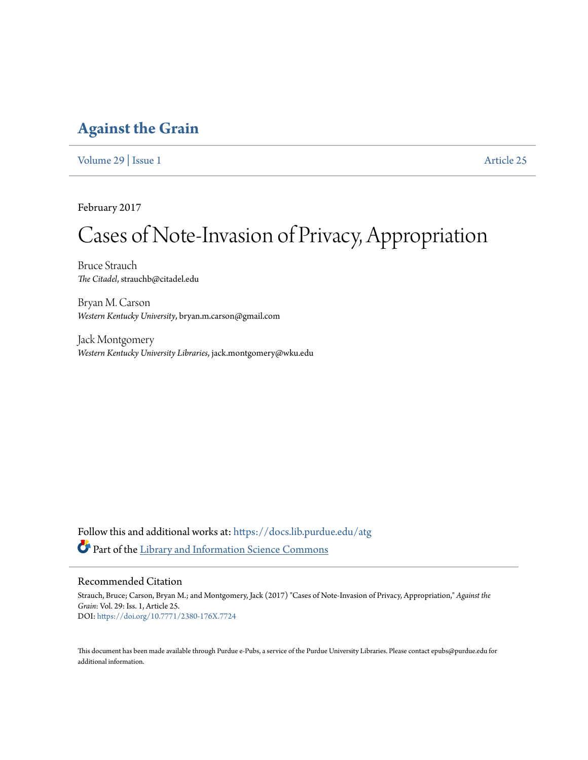# Against the Grain

Volume 29 | Issue 1 Article 25

February 2017

## Cases of Note-Invasion of Privacy, Appropriation

Bruce Strauch
*The Citadel*, strauchb@citadel.edu

Bryan M. Carson
*Western Kentucky University*, bryan.m.carson@gmail.com

Jack Montgomery
*Western Kentucky University Libraries*, jack.montgomery@wku.edu

Follow this and additional works at: https://docs.lib.purdue.edu/atg

Part of the Library and Information Science Commons

### Recommended Citation

Strauch, Bruce; Carson, Bryan M.; and Montgomery, Jack (2017) "Cases of Note-Invasion of Privacy, Appropriation," *Against the Grain*: Vol. 29: Iss. 1, Article 25.
DOI: https://doi.org/10.7771/2380-176X.7724

This document has been made available through Purdue e-Pubs, a service of the Purdue University Libraries. Please contact epubs@purdue.edu for additional information.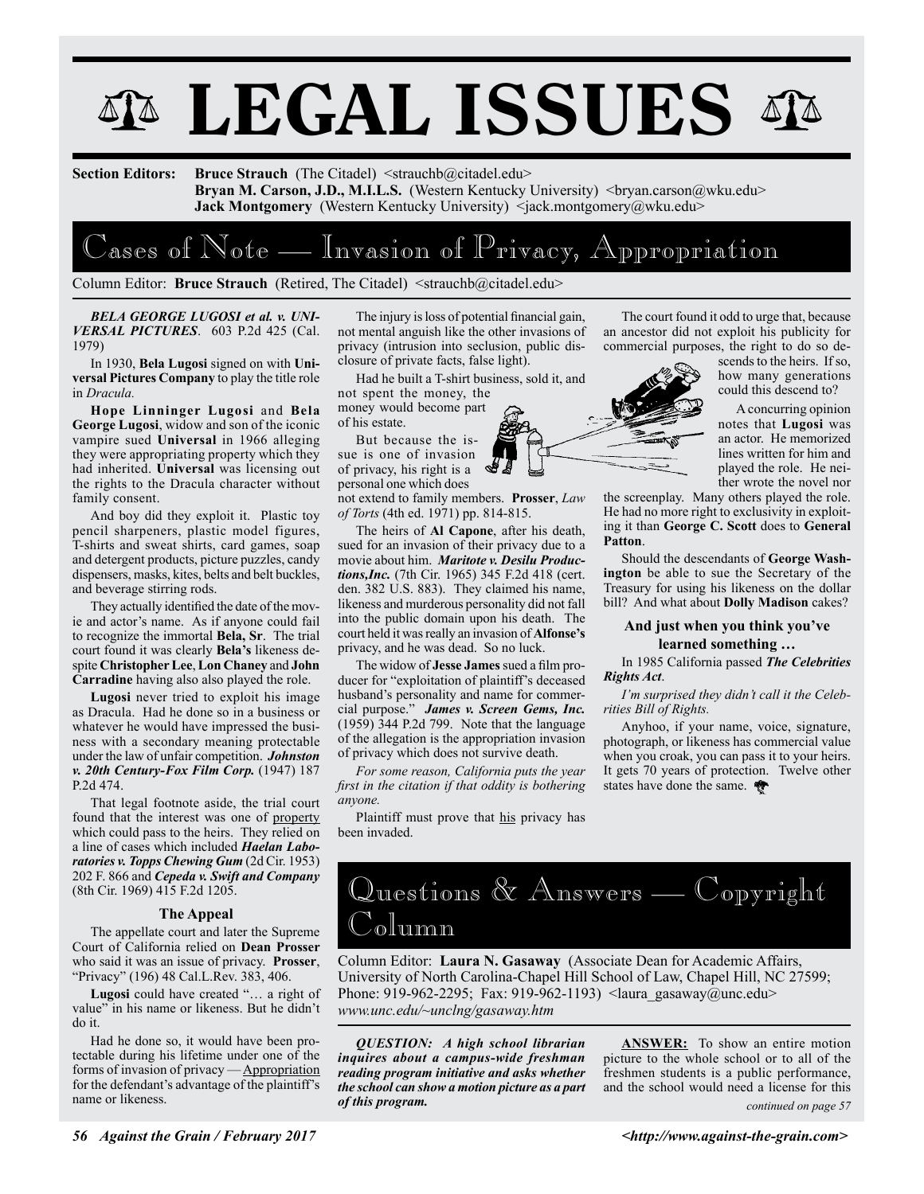# LEGAL ISSUES

**Section Editors:** **Bruce Strauch** (The Citadel) <strauchb@citadel.edu>
**Bryan M. Carson, J.D., M.I.L.S.** (Western Kentucky University) <bryan.carson@wku.edu>
**Jack Montgomery** (Western Kentucky University) <jack.montgomery@wku.edu>

## Cases of Note — Invasion of Privacy, Appropriation

Column Editor: **Bruce Strauch** (Retired, The Citadel) <strauchb@citadel.edu>

***BELA GEORGE LUGOSI et al. v. UNIVERSAL PICTURES***. 603 P.2d 425 (Cal. 1979)

In 1930, **Bela Lugosi** signed on with **Universal Pictures Company** to play the title role in *Dracula.*

**Hope Linninger Lugosi** and **Bela George Lugosi**, widow and son of the iconic vampire sued **Universal** in 1966 alleging they were appropriating property which they had inherited. **Universal** was licensing out the rights to the Dracula character without family consent.

And boy did they exploit it. Plastic toy pencil sharpeners, plastic model figures, T-shirts and sweat shirts, card games, soap and detergent products, picture puzzles, candy dispensers, masks, kites, belts and belt buckles, and beverage stirring rods.

They actually identified the date of the movie and actor's name. As if anyone could fail to recognize the immortal **Bela, Sr**. The trial court found it was clearly **Bela's** likeness despite **Christopher Lee**, **Lon Chaney** and **John Carradine** having also also played the role.

**Lugosi** never tried to exploit his image as Dracula. Had he done so in a business or whatever he would have impressed the business with a secondary meaning protectable under the law of unfair competition. ***Johnston v. 20th Century-Fox Film Corp.*** (1947) 187 P.2d 474.

That legal footnote aside, the trial court found that the interest was one of property which could pass to the heirs. They relied on a line of cases which included ***Haelan Laboratories v. Topps Chewing Gum*** (2d Cir. 1953) 202 F. 866 and ***Cepeda v. Swift and Company*** (8th Cir. 1969) 415 F.2d 1205.

### The Appeal

The appellate court and later the Supreme Court of California relied on **Dean Prosser** who said it was an issue of privacy. **Prosser**, "Privacy" (196) 48 Cal.L.Rev. 383, 406.

**Lugosi** could have created "… a right of value" in his name or likeness. But he didn't do it.

Had he done so, it would have been protectable during his lifetime under one of the forms of invasion of privacy — Appropriation for the defendant's advantage of the plaintiff's name or likeness.

The injury is loss of potential financial gain, not mental anguish like the other invasions of privacy (intrusion into seclusion, public disclosure of private facts, false light).

Had he built a T-shirt business, sold it, and not spent the money, the money would become part of his estate.

But because the issue is one of invasion of privacy, his right is a personal one which does not extend to family members. **Prosser**, *Law of Torts* (4th ed. 1971) pp. 814-815.

The heirs of **Al Capone**, after his death, sued for an invasion of their privacy due to a movie about him. ***Maritote v. Desilu Productions,Inc.*** (7th Cir. 1965) 345 F.2d 418 (cert. den. 382 U.S. 883). They claimed his name, likeness and murderous personality did not fall into the public domain upon his death. The court held it was really an invasion of **Alfonse's** privacy, and he was dead. So no luck.

The widow of **Jesse James** sued a film producer for "exploitation of plaintiff's deceased husband's personality and name for commercial purpose." ***James v. Screen Gems, Inc.*** (1959) 344 P.2d 799. Note that the language of the allegation is the appropriation invasion of privacy which does not survive death.

*For some reason, California puts the year first in the citation if that oddity is bothering anyone.*

Plaintiff must prove that his privacy has been invaded.

The court found it odd to urge that, because an ancestor did not exploit his publicity for commercial purposes, the right to do so descends to the heirs. If so, how many generations could this descend to?

A concurring opinion notes that **Lugosi** was an actor. He memorized lines written for him and played the role. He neither wrote the novel nor the screenplay. Many others played the role. He had no more right to exclusivity in exploiting it than **George C. Scott** does to **General Patton**.

Should the descendants of **George Washington** be able to sue the Secretary of the Treasury for using his likeness on the dollar bill? And what about **Dolly Madison** cakes?

### And just when you think you've learned something …

In 1985 California passed ***The Celebrities Rights Act***.

*I'm surprised they didn't call it the Celebrities Bill of Rights.*

Anyhoo, if your name, voice, signature, photograph, or likeness has commercial value when you croak, you can pass it to your heirs. It gets 70 years of protection. Twelve other states have done the same.

## Questions & Answers — Copyright Column

Column Editor: **Laura N. Gasaway** (Associate Dean for Academic Affairs, University of North Carolina-Chapel Hill School of Law, Chapel Hill, NC 27599; Phone: 919-962-2295; Fax: 919-962-1193) <laura_gasaway@unc.edu> *www.unc.edu/~unclng/gasaway.htm*

***QUESTION: A high school librarian inquires about a campus-wide freshman reading program initiative and asks whether the school can show a motion picture as a part of this program.***

**ANSWER:** To show an entire motion picture to the whole school or to all of the freshmen students is a public performance, and the school would need a license for this

*continued on page 57*